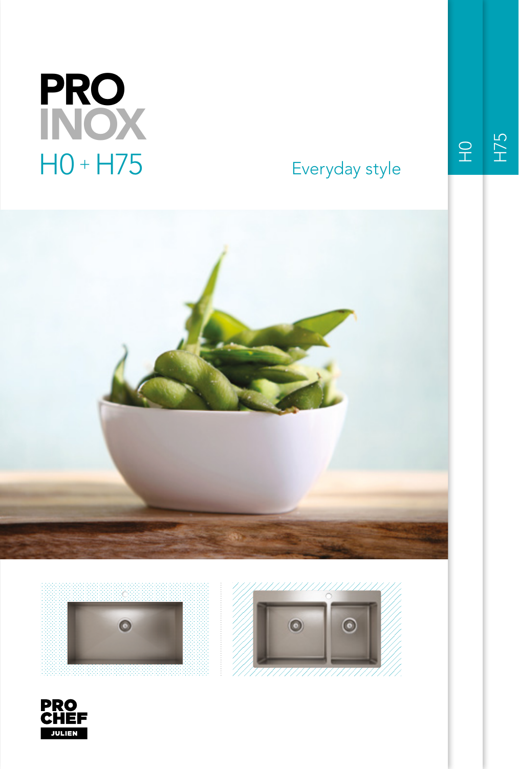# PRO INOX

## H0 + H75

Everyday style

H0

H75

PRO CHEF JULIEN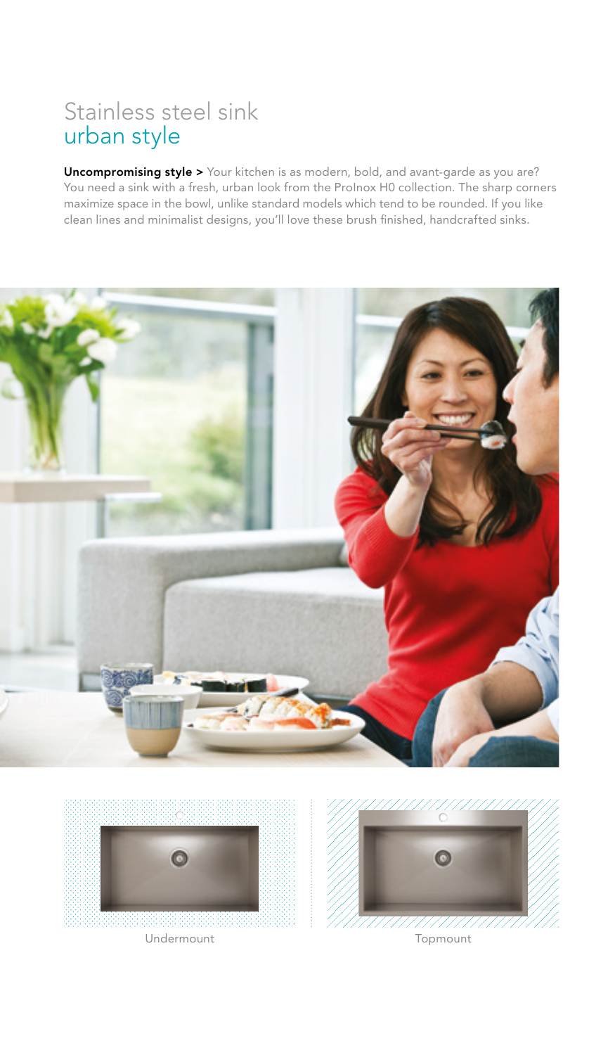# Stainless steel sink
## urban style

**Uncompromising style >** Your kitchen is as modern, bold, and avant-garde as you are? You need a sink with a fresh, urban look from the ProInox H0 collection. The sharp corners maximize space in the bowl, unlike standard models which tend to be rounded. If you like clean lines and minimalist designs, you'll love these brush finished, handcrafted sinks.

Undermount

Topmount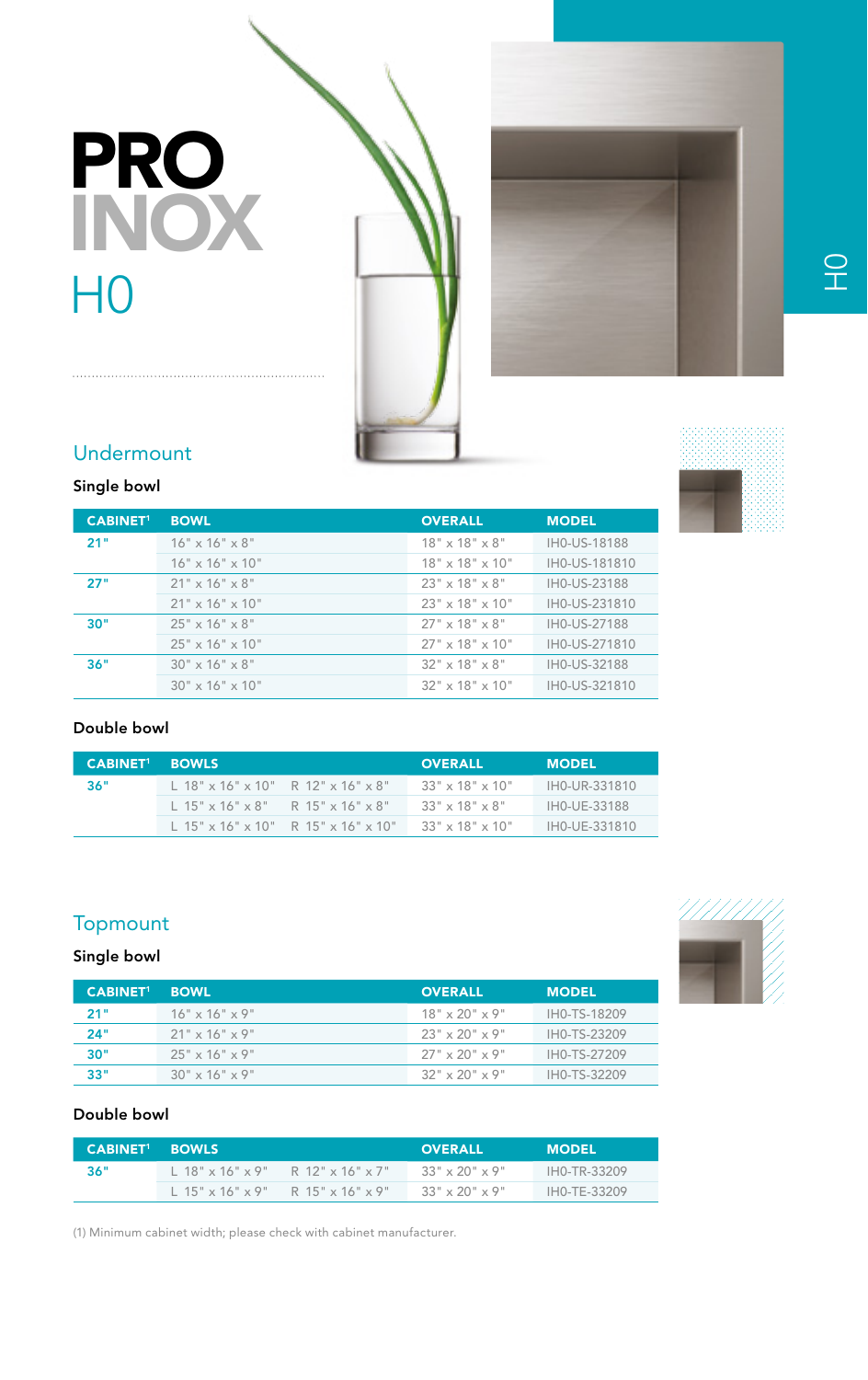# PRO INOX

## H0

### Undermount

#### Single bowl

| CABINET[1] | BOWL | OVERALL | MODEL |
|---|---|---|---|
| 21" | 16" x 16" x 8" | 18" x 18" x 8" | IH0-US-18188 |
| | 16" x 16" x 10" | 18" x 18" x 10" | IH0-US-181810 |
| 27" | 21" x 16" x 8" | 23" x 18" x 8" | IH0-US-23188 |
| | 21" x 16" x 10" | 23" x 18" x 10" | IH0-US-231810 |
| 30" | 25" x 16" x 8" | 27" x 18" x 8" | IH0-US-27188 |
| | 25" x 16" x 10" | 27" x 18" x 10" | IH0-US-271810 |
| 36" | 30" x 16" x 8" | 32" x 18" x 8" | IH0-US-32188 |
| | 30" x 16" x 10" | 32" x 18" x 10" | IH0-US-321810 |

#### Double bowl

| CABINET[1] | BOWLS | | OVERALL | MODEL |
|---|---|---|---|---|
| 36" | L 18" x 16" x 10" | R 12" x 16" x 8" | 33" x 18" x 10" | IH0-UR-331810 |
| | L 15" x 16" x 8" | R 15" x 16" x 8" | 33" x 18" x 8" | IH0-UE-33188 |
| | L 15" x 16" x 10" | R 15" x 16" x 10" | 33" x 18" x 10" | IH0-UE-331810 |

### Topmount

#### Single bowl

| CABINET[1] | BOWL | OVERALL | MODEL |
|---|---|---|---|
| 21" | 16" x 16" x 9" | 18" x 20" x 9" | IH0-TS-18209 |
| 24" | 21" x 16" x 9" | 23" x 20" x 9" | IH0-TS-23209 |
| 30" | 25" x 16" x 9" | 27" x 20" x 9" | IH0-TS-27209 |
| 33" | 30" x 16" x 9" | 32" x 20" x 9" | IH0-TS-32209 |

#### Double bowl

| CABINET[1] | BOWLS | | OVERALL | MODEL |
|---|---|---|---|---|
| 36" | L 18" x 16" x 9" | R 12" x 16" x 7" | 33" x 20" x 9" | IH0-TR-33209 |
| | L 15" x 16" x 9" | R 15" x 16" x 9" | 33" x 20" x 9" | IH0-TE-33209 |

(1) Minimum cabinet width; please check with cabinet manufacturer.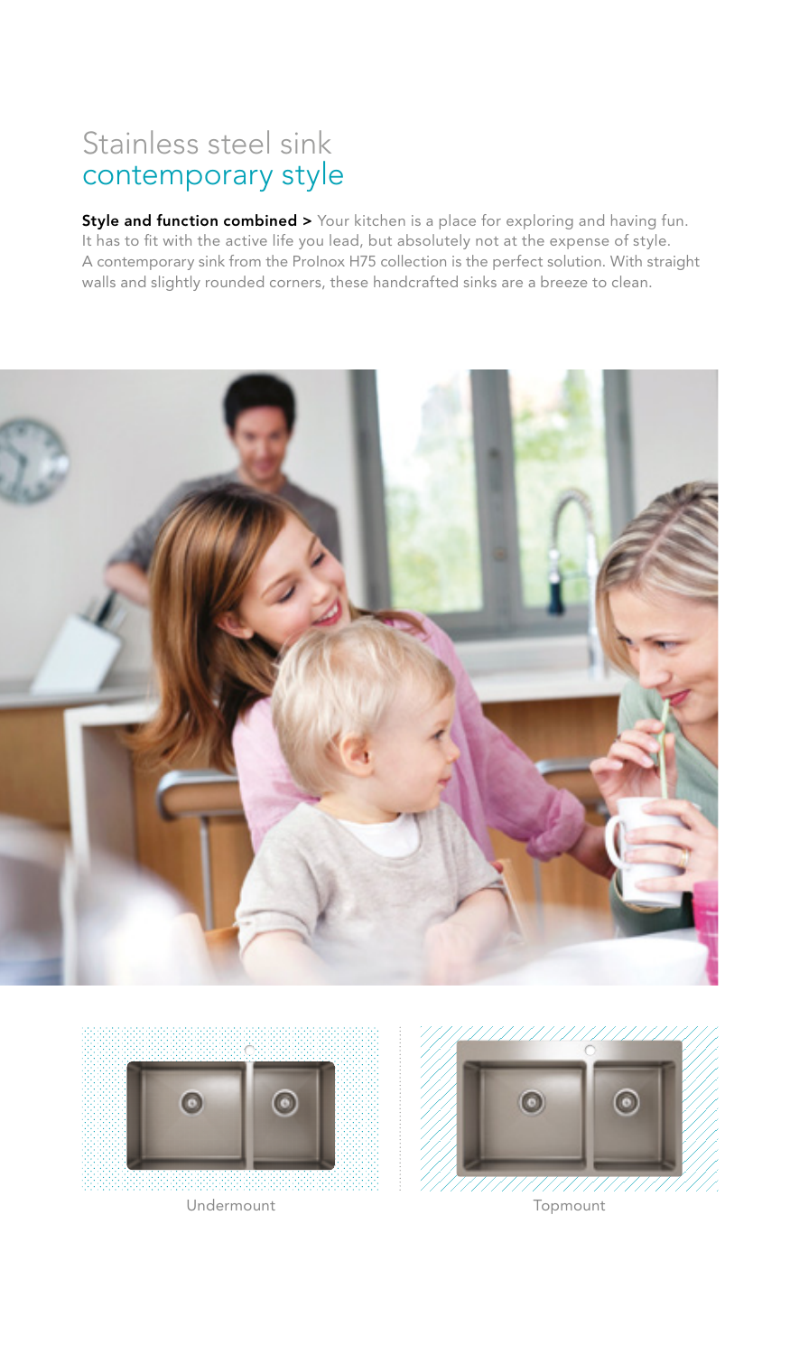# Stainless steel sink
## contemporary style

**Style and function combined >** Your kitchen is a place for exploring and having fun. It has to fit with the active life you lead, but absolutely not at the expense of style. A contemporary sink from the ProInox H75 collection is the perfect solution. With straight walls and slightly rounded corners, these handcrafted sinks are a breeze to clean.

Undermount

Topmount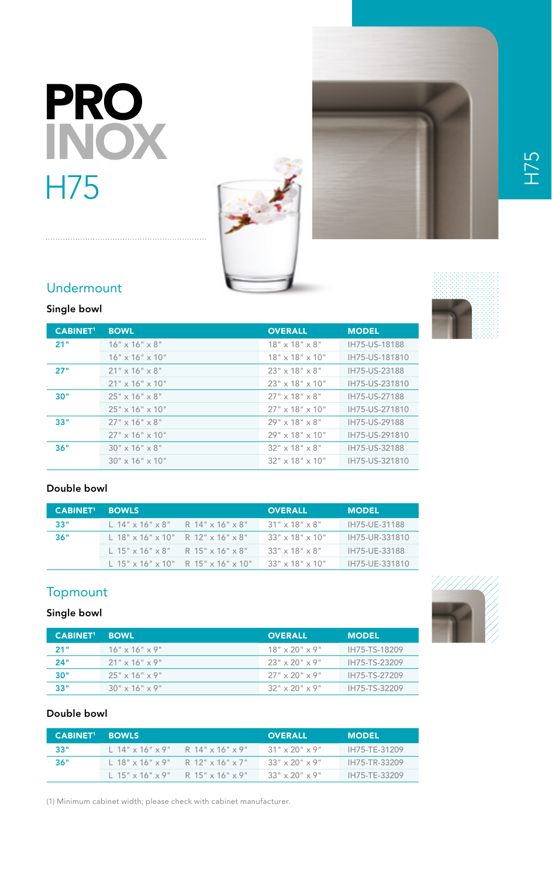# PRO INOX

## H75

### Undermount

#### Single bowl

| CABINET[1] | BOWL | OVERALL | MODEL |
|---|---|---|---|
| 21" | 16" x 16" x 8" | 18" x 18" x 8" | IH75-US-18188 |
| | 16" x 16" x 10" | 18" x 18" x 10" | IH75-US-181810 |
| 27" | 21" x 16" x 8" | 23" x 18" x 8" | IH75-US-23188 |
| | 21" x 16" x 10" | 23" x 18" x 10" | IH75-US-231810 |
| 30" | 25" x 16" x 8" | 27" x 18" x 8" | IH75-US-27188 |
| | 25" x 16" x 10" | 27" x 18" x 10" | IH75-US-271810 |
| 33" | 27" x 16" x 8" | 29" x 18" x 8" | IH75-US-29188 |
| | 27" x 16" x 10" | 29" x 18" x 10" | IH75-US-291810 |
| 36" | 30" x 16" x 8" | 32" x 18" x 8" | IH75-US-32188 |
| | 30" x 16" x 10" | 32" x 18" x 10" | IH75-US-321810 |

#### Double bowl

| CABINET[1] | BOWLS | | OVERALL | MODEL |
|---|---|---|---|---|
| 33" | L 14" x 16" x 8" | R 14" x 16" x 8" | 31" x 18" x 8" | IH75-UE-31188 |
| 36" | L 18" x 16" x 10" | R 12" x 16" x 8" | 33" x 18" x 10" | IH75-UR-331810 |
| | L 15" x 16" x 8" | R 15" x 16" x 8" | 33" x 18" x 8" | IH75-UE-33188 |
| | L 15" x 16" x 10" | R 15" x 16" x 10" | 33" x 18" x 10" | IH75-UE-331810 |

### Topmount

#### Single bowl

| CABINET[1] | BOWL | OVERALL | MODEL |
|---|---|---|---|
| 21" | 16" x 16" x 9" | 18" x 20" x 9" | IH75-TS-18209 |
| 24" | 21" x 16" x 9" | 23" x 20" x 9" | IH75-TS-23209 |
| 30" | 25" x 16" x 9" | 27" x 20" x 9" | IH75-TS-27209 |
| 33" | 30" x 16" x 9" | 32" x 20" x 9" | IH75-TS-32209 |

#### Double bowl

| CABINET[1] | BOWLS | | OVERALL | MODEL |
|---|---|---|---|---|
| 33" | L 14" x 16" x 9" | R 14" x 16" x 9" | 31" x 20" x 9" | IH75-TE-31209 |
| 36" | L 18" x 16" x 9" | R 12" x 16" x 7" | 33" x 20" x 9" | IH75-TR-33209 |
| | L 15" x 16" x 9" | R 15" x 16" x 9" | 33" x 20" x 9" | IH75-TE-33209 |

(1) Minimum cabinet width; please check with cabinet manufacturer.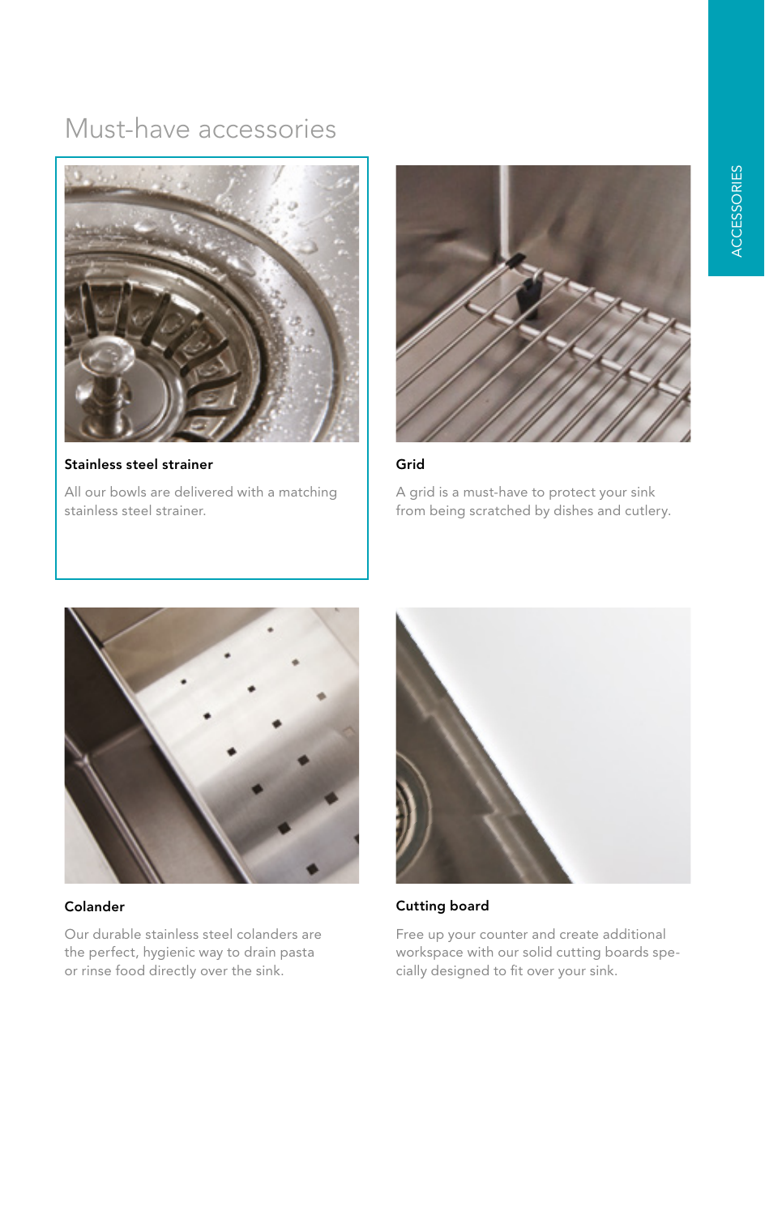# Must-have accessories

### Stainless steel strainer

All our bowls are delivered with a matching stainless steel strainer.

### Grid

A grid is a must-have to protect your sink from being scratched by dishes and cutlery.

### Colander

Our durable stainless steel colanders are the perfect, hygienic way to drain pasta or rinse food directly over the sink.

### Cutting board

Free up your counter and create additional workspace with our solid cutting boards specially designed to fit over your sink.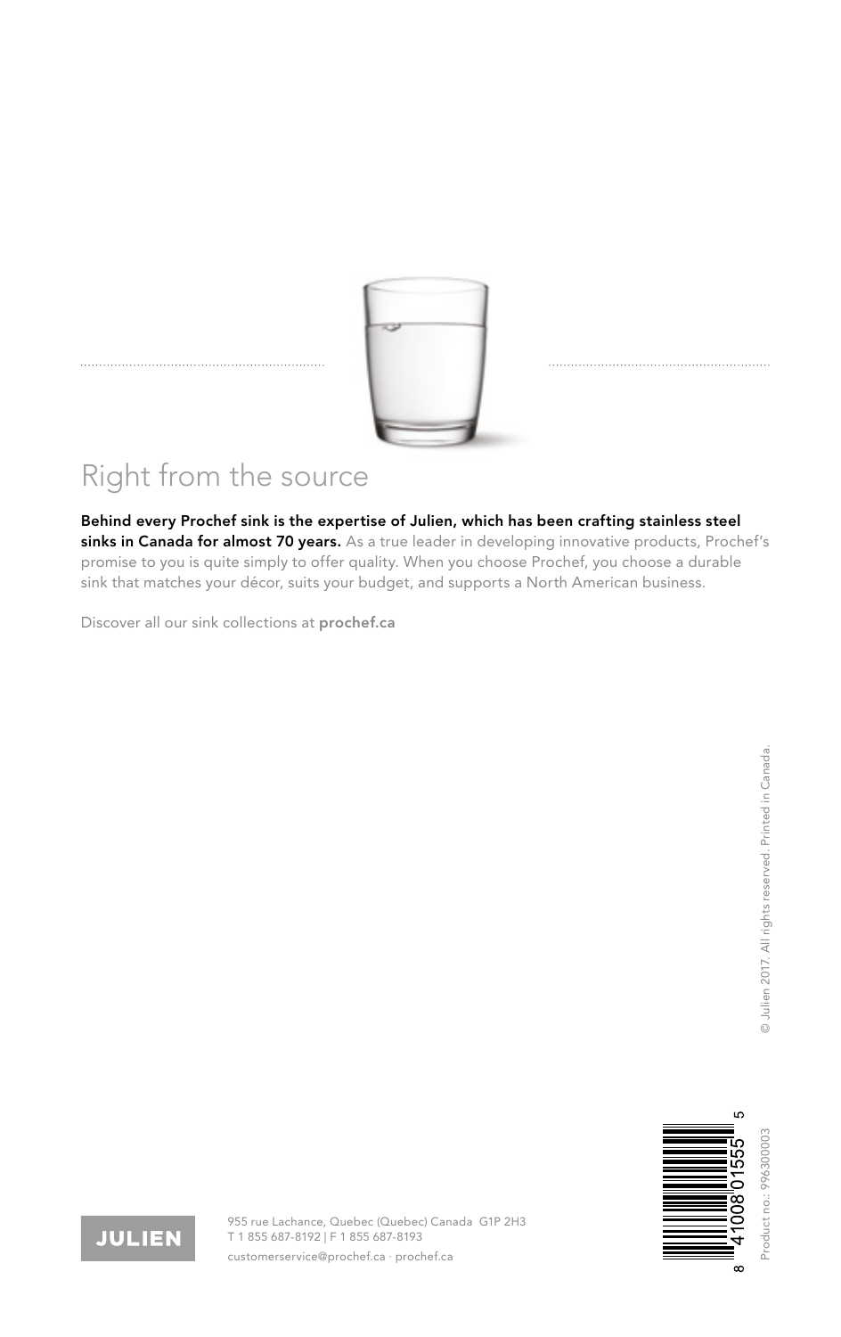## Right from the source

**Behind every Prochef sink is the expertise of Julien, which has been crafting stainless steel sinks in Canada for almost 70 years.** As a true leader in developing innovative products, Prochef's promise to you is quite simply to offer quality. When you choose Prochef, you choose a durable sink that matches your décor, suits your budget, and supports a North American business.

Discover all our sink collections at **prochef.ca**

© Julien 2017. All rights reserved. Printed in Canada.

8 41008 01555 5

Product no.: 996300003

JULIEN

955 rue Lachance, Quebec (Quebec) Canada G1P 2H3
T 1 855 687-8192 | F 1 855 687-8193
customerservice@prochef.ca · prochef.ca